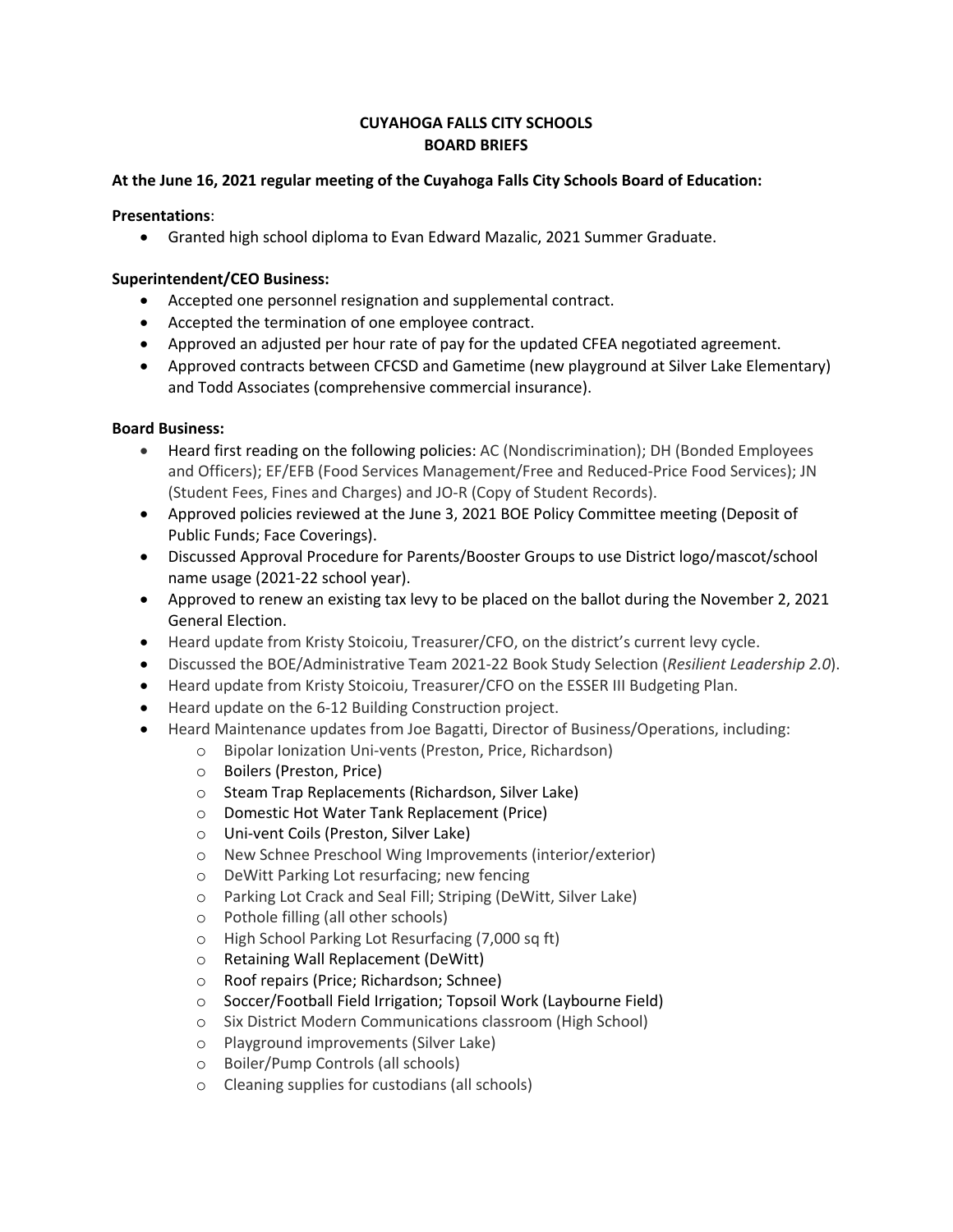# CUYAHOGA FALLS CITY SCHOOLS
# BOARD BRIEFS

**At the June 16, 2021 regular meeting of the Cuyahoga Falls City Schools Board of Education:**

**Presentations**:

- Granted high school diploma to Evan Edward Mazalic, 2021 Summer Graduate.

**Superintendent/CEO Business:**

- Accepted one personnel resignation and supplemental contract.
- Accepted the termination of one employee contract.
- Approved an adjusted per hour rate of pay for the updated CFEA negotiated agreement.
- Approved contracts between CFCSD and Gametime (new playground at Silver Lake Elementary) and Todd Associates (comprehensive commercial insurance).

**Board Business:**

- Heard first reading on the following policies: AC (Nondiscrimination); DH (Bonded Employees and Officers); EF/EFB (Food Services Management/Free and Reduced-Price Food Services); JN (Student Fees, Fines and Charges) and JO-R (Copy of Student Records).
- Approved policies reviewed at the June 3, 2021 BOE Policy Committee meeting (Deposit of Public Funds; Face Coverings).
- Discussed Approval Procedure for Parents/Booster Groups to use District logo/mascot/school name usage (2021-22 school year).
- Approved to renew an existing tax levy to be placed on the ballot during the November 2, 2021 General Election.
- Heard update from Kristy Stoicoiu, Treasurer/CFO, on the district's current levy cycle.
- Discussed the BOE/Administrative Team 2021-22 Book Study Selection (*Resilient Leadership 2.0*).
- Heard update from Kristy Stoicoiu, Treasurer/CFO on the ESSER III Budgeting Plan.
- Heard update on the 6-12 Building Construction project.
- Heard Maintenance updates from Joe Bagatti, Director of Business/Operations, including:
  - Bipolar Ionization Uni-vents (Preston, Price, Richardson)
  - Boilers (Preston, Price)
  - Steam Trap Replacements (Richardson, Silver Lake)
  - Domestic Hot Water Tank Replacement (Price)
  - Uni-vent Coils (Preston, Silver Lake)
  - New Schnee Preschool Wing Improvements (interior/exterior)
  - DeWitt Parking Lot resurfacing; new fencing
  - Parking Lot Crack and Seal Fill; Striping (DeWitt, Silver Lake)
  - Pothole filling (all other schools)
  - High School Parking Lot Resurfacing (7,000 sq ft)
  - Retaining Wall Replacement (DeWitt)
  - Roof repairs (Price; Richardson; Schnee)
  - Soccer/Football Field Irrigation; Topsoil Work (Laybourne Field)
  - Six District Modern Communications classroom (High School)
  - Playground improvements (Silver Lake)
  - Boiler/Pump Controls (all schools)
  - Cleaning supplies for custodians (all schools)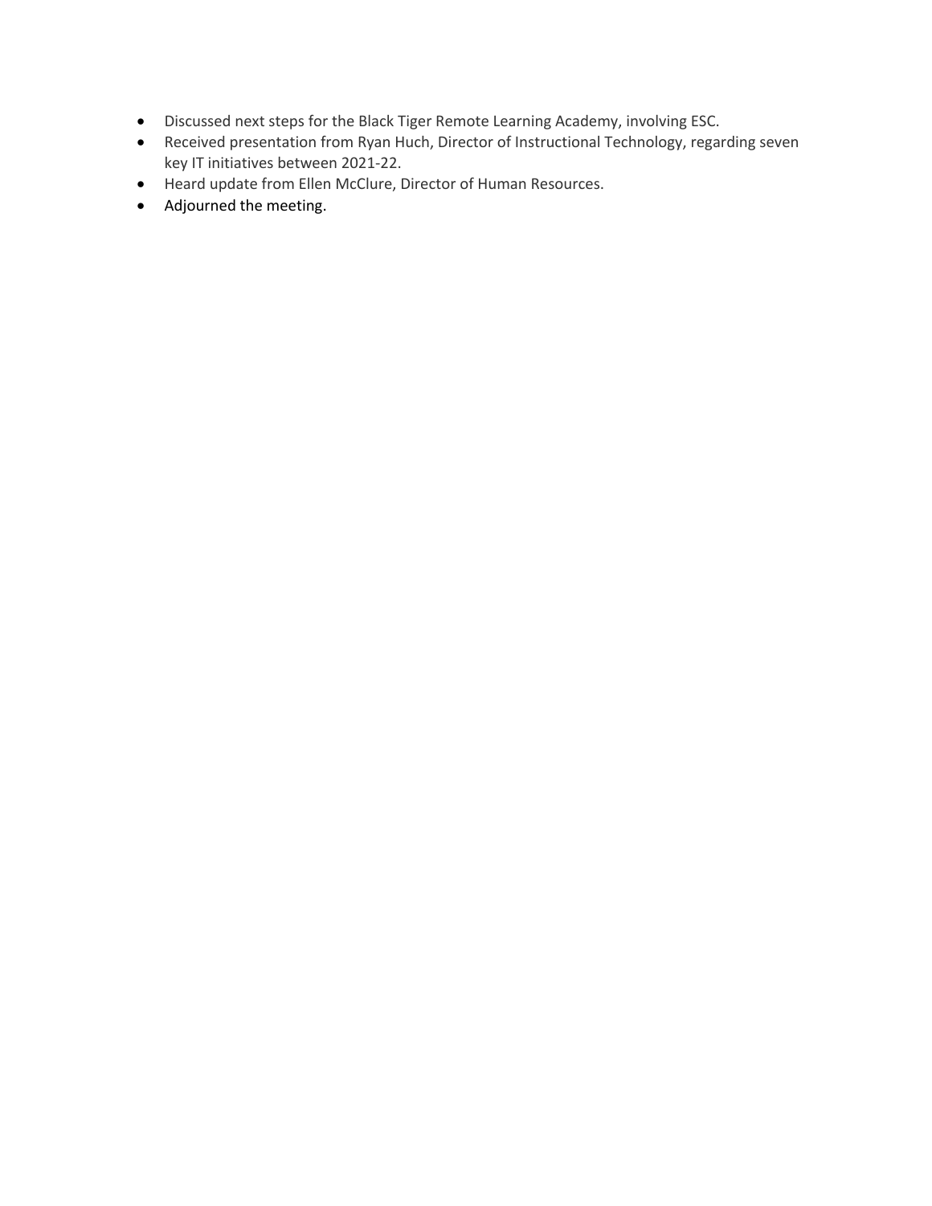- Discussed next steps for the Black Tiger Remote Learning Academy, involving ESC.
- Received presentation from Ryan Huch, Director of Instructional Technology, regarding seven key IT initiatives between 2021-22.
- Heard update from Ellen McClure, Director of Human Resources.
- Adjourned the meeting.